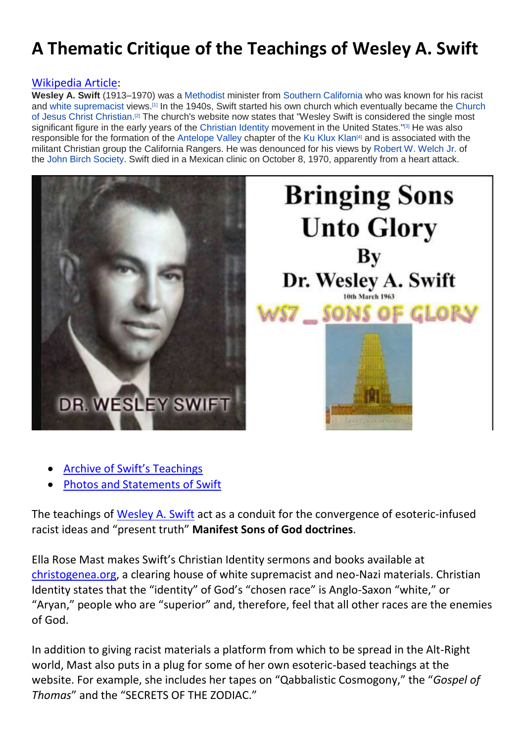# A Thematic Critique of the Teachings of Wesley A. Swift

Wikipedia Article:

**Wesley A. Swift** (1913–1970) was a Methodist minister from Southern California who was known for his racist and white supremacist views.[1] In the 1940s, Swift started his own church which eventually became the Church of Jesus Christ Christian.[2] The church's website now states that "Wesley Swift is considered the single most significant figure in the early years of the Christian Identity movement in the United States."[3] He was also responsible for the formation of the Antelope Valley chapter of the Ku Klux Klan[4] and is associated with the militant Christian group the California Rangers. He was denounced for his views by Robert W. Welch Jr. of the John Birch Society. Swift died in a Mexican clinic on October 8, 1970, apparently from a heart attack.

- Archive of Swift's Teachings
- Photos and Statements of Swift

The teachings of Wesley A. Swift act as a conduit for the convergence of esoteric-infused racist ideas and "present truth" **Manifest Sons of God doctrines**.

Ella Rose Mast makes Swift's Christian Identity sermons and books available at christogenea.org, a clearing house of white supremacist and neo-Nazi materials. Christian Identity states that the "identity" of God's "chosen race" is Anglo-Saxon "white," or "Aryan," people who are "superior" and, therefore, feel that all other races are the enemies of God.

In addition to giving racist materials a platform from which to be spread in the Alt-Right world, Mast also puts in a plug for some of her own esoteric-based teachings at the website. For example, she includes her tapes on "Qabbalistic Cosmogony," the "*Gospel of Thomas*" and the "SECRETS OF THE ZODIAC."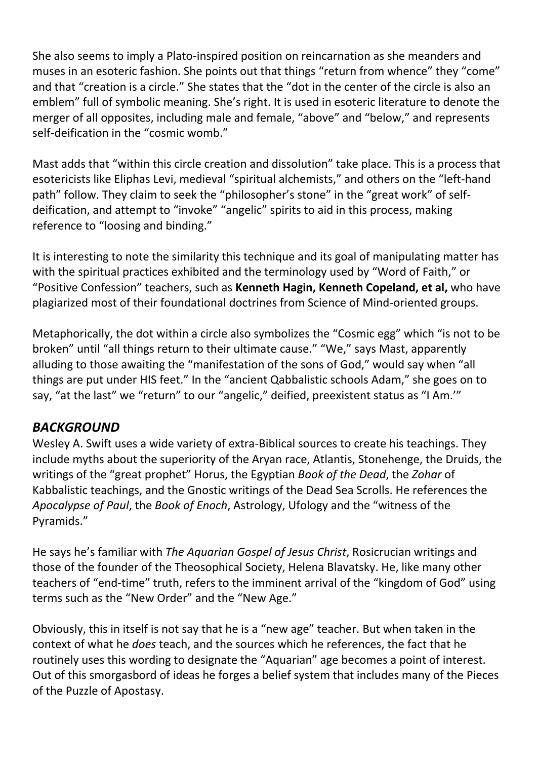She also seems to imply a Plato-inspired position on reincarnation as she meanders and muses in an esoteric fashion. She points out that things "return from whence" they "come" and that "creation is a circle." She states that the "dot in the center of the circle is also an emblem" full of symbolic meaning. She's right. It is used in esoteric literature to denote the merger of all opposites, including male and female, "above" and "below," and represents self-deification in the "cosmic womb."

Mast adds that "within this circle creation and dissolution" take place. This is a process that esotericists like Eliphas Levi, medieval "spiritual alchemists," and others on the "left-hand path" follow. They claim to seek the "philosopher's stone" in the "great work" of self-deification, and attempt to "invoke" "angelic" spirits to aid in this process, making reference to "loosing and binding."

It is interesting to note the similarity this technique and its goal of manipulating matter has with the spiritual practices exhibited and the terminology used by "Word of Faith," or "Positive Confession" teachers, such as **Kenneth Hagin, Kenneth Copeland, et al,** who have plagiarized most of their foundational doctrines from Science of Mind-oriented groups.

Metaphorically, the dot within a circle also symbolizes the "Cosmic egg" which "is not to be broken" until "all things return to their ultimate cause." "We," says Mast, apparently alluding to those awaiting the "manifestation of the sons of God," would say when "all things are put under HIS feet." In the "ancient Qabbalistic schools Adam," she goes on to say, "at the last" we "return" to our "angelic," deified, preexistent status as "I Am.'"

## *BACKGROUND*

Wesley A. Swift uses a wide variety of extra-Biblical sources to create his teachings. They include myths about the superiority of the Aryan race, Atlantis, Stonehenge, the Druids, the writings of the "great prophet" Horus, the Egyptian *Book of the Dead*, the *Zohar* of Kabbalistic teachings, and the Gnostic writings of the Dead Sea Scrolls. He references the *Apocalypse of Paul*, the *Book of Enoch*, Astrology, Ufology and the "witness of the Pyramids."

He says he's familiar with *The Aquarian Gospel of Jesus Christ*, Rosicrucian writings and those of the founder of the Theosophical Society, Helena Blavatsky. He, like many other teachers of "end-time" truth, refers to the imminent arrival of the "kingdom of God" using terms such as the "New Order" and the "New Age."

Obviously, this in itself is not say that he is a "new age" teacher. But when taken in the context of what he *does* teach, and the sources which he references, the fact that he routinely uses this wording to designate the "Aquarian" age becomes a point of interest. Out of this smorgasbord of ideas he forges a belief system that includes many of the Pieces of the Puzzle of Apostasy.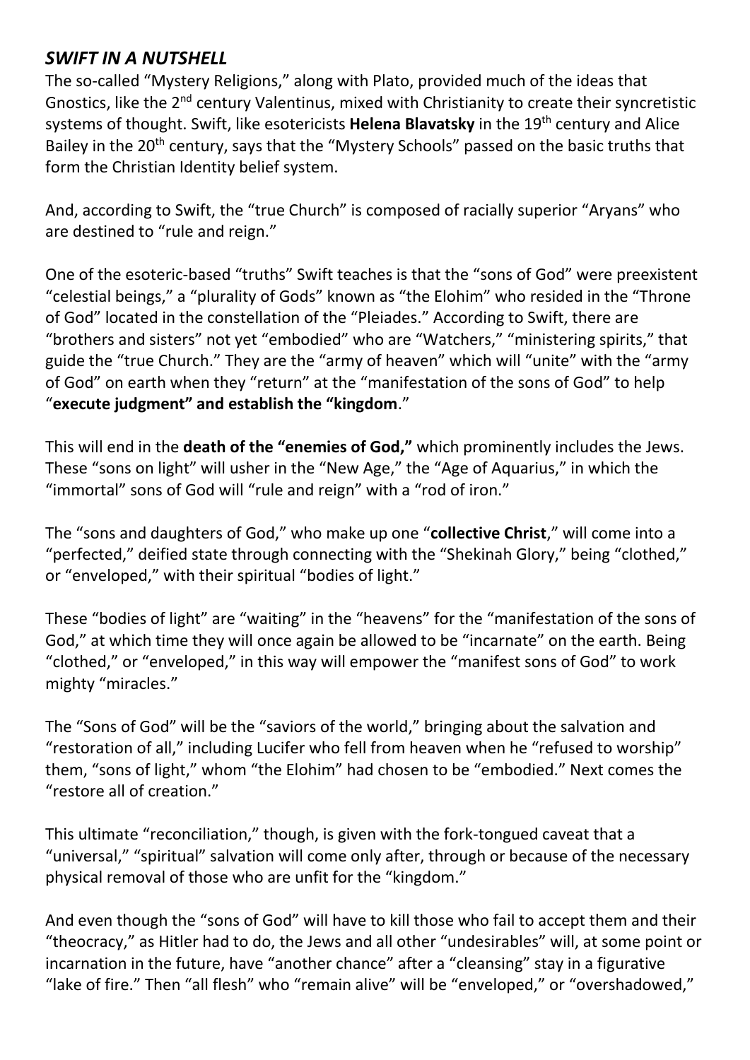### ***SWIFT IN A NUTSHELL***

The so-called "Mystery Religions," along with Plato, provided much of the ideas that Gnostics, like the 2nd century Valentinus, mixed with Christianity to create their syncretistic systems of thought. Swift, like esotericists **Helena Blavatsky** in the 19th century and Alice Bailey in the 20th century, says that the "Mystery Schools" passed on the basic truths that form the Christian Identity belief system.

And, according to Swift, the "true Church" is composed of racially superior "Aryans" who are destined to "rule and reign."

One of the esoteric-based "truths" Swift teaches is that the "sons of God" were preexistent "celestial beings," a "plurality of Gods" known as "the Elohim" who resided in the "Throne of God" located in the constellation of the "Pleiades." According to Swift, there are "brothers and sisters" not yet "embodied" who are "Watchers," "ministering spirits," that guide the "true Church." They are the "army of heaven" which will "unite" with the "army of God" on earth when they "return" at the "manifestation of the sons of God" to help "**execute judgment" and establish the "kingdom**."

This will end in the **death of the "enemies of God,"** which prominently includes the Jews. These "sons on light" will usher in the "New Age," the "Age of Aquarius," in which the "immortal" sons of God will "rule and reign" with a "rod of iron."

The "sons and daughters of God," who make up one "**collective Christ**," will come into a "perfected," deified state through connecting with the "Shekinah Glory," being "clothed," or "enveloped," with their spiritual "bodies of light."

These "bodies of light" are "waiting" in the "heavens" for the "manifestation of the sons of God," at which time they will once again be allowed to be "incarnate" on the earth. Being "clothed," or "enveloped," in this way will empower the "manifest sons of God" to work mighty "miracles."

The "Sons of God" will be the "saviors of the world," bringing about the salvation and "restoration of all," including Lucifer who fell from heaven when he "refused to worship" them, "sons of light," whom "the Elohim" had chosen to be "embodied." Next comes the "restore all of creation."

This ultimate "reconciliation," though, is given with the fork-tongued caveat that a "universal," "spiritual" salvation will come only after, through or because of the necessary physical removal of those who are unfit for the "kingdom."

And even though the "sons of God" will have to kill those who fail to accept them and their "theocracy," as Hitler had to do, the Jews and all other "undesirables" will, at some point or incarnation in the future, have "another chance" after a "cleansing" stay in a figurative "lake of fire." Then "all flesh" who "remain alive" will be "enveloped," or "overshadowed,"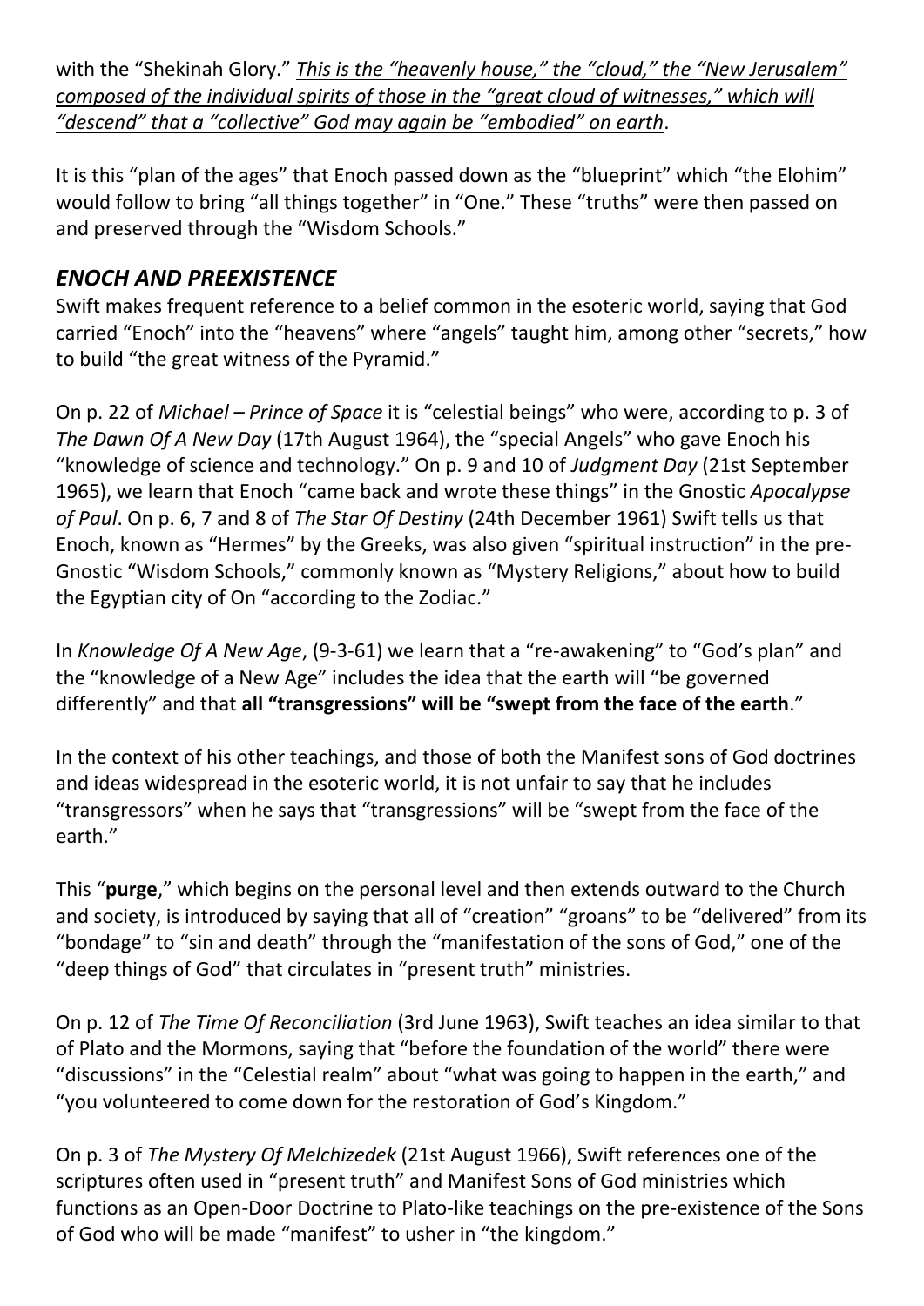with the "Shekinah Glory." *<u>This is the "heavenly house," the "cloud," the "New Jerusalem" composed of the individual spirits of those in the "great cloud of witnesses," which will "descend" that a "collective" God may again be "embodied" on earth</u>*.

It is this "plan of the ages" that Enoch passed down as the "blueprint" which "the Elohim" would follow to bring "all things together" in "One." These "truths" were then passed on and preserved through the "Wisdom Schools."

## *ENOCH AND PREEXISTENCE*

Swift makes frequent reference to a belief common in the esoteric world, saying that God carried "Enoch" into the "heavens" where "angels" taught him, among other "secrets," how to build "the great witness of the Pyramid."

On p. 22 of *Michael – Prince of Space* it is "celestial beings" who were, according to p. 3 of *The Dawn Of A New Day* (17th August 1964), the "special Angels" who gave Enoch his "knowledge of science and technology." On p. 9 and 10 of *Judgment Day* (21st September 1965), we learn that Enoch "came back and wrote these things" in the Gnostic *Apocalypse of Paul*. On p. 6, 7 and 8 of *The Star Of Destiny* (24th December 1961) Swift tells us that Enoch, known as "Hermes" by the Greeks, was also given "spiritual instruction" in the pre-Gnostic "Wisdom Schools," commonly known as "Mystery Religions," about how to build the Egyptian city of On "according to the Zodiac."

In *Knowledge Of A New Age*, (9-3-61) we learn that a "re-awakening" to "God's plan" and the "knowledge of a New Age" includes the idea that the earth will "be governed differently" and that **all "transgressions" will be "swept from the face of the earth**."

In the context of his other teachings, and those of both the Manifest sons of God doctrines and ideas widespread in the esoteric world, it is not unfair to say that he includes "transgressors" when he says that "transgressions" will be "swept from the face of the earth."

This "**purge**," which begins on the personal level and then extends outward to the Church and society, is introduced by saying that all of "creation" "groans" to be "delivered" from its "bondage" to "sin and death" through the "manifestation of the sons of God," one of the "deep things of God" that circulates in "present truth" ministries.

On p. 12 of *The Time Of Reconciliation* (3rd June 1963), Swift teaches an idea similar to that of Plato and the Mormons, saying that "before the foundation of the world" there were "discussions" in the "Celestial realm" about "what was going to happen in the earth," and "you volunteered to come down for the restoration of God's Kingdom."

On p. 3 of *The Mystery Of Melchizedek* (21st August 1966), Swift references one of the scriptures often used in "present truth" and Manifest Sons of God ministries which functions as an Open-Door Doctrine to Plato-like teachings on the pre-existence of the Sons of God who will be made "manifest" to usher in "the kingdom."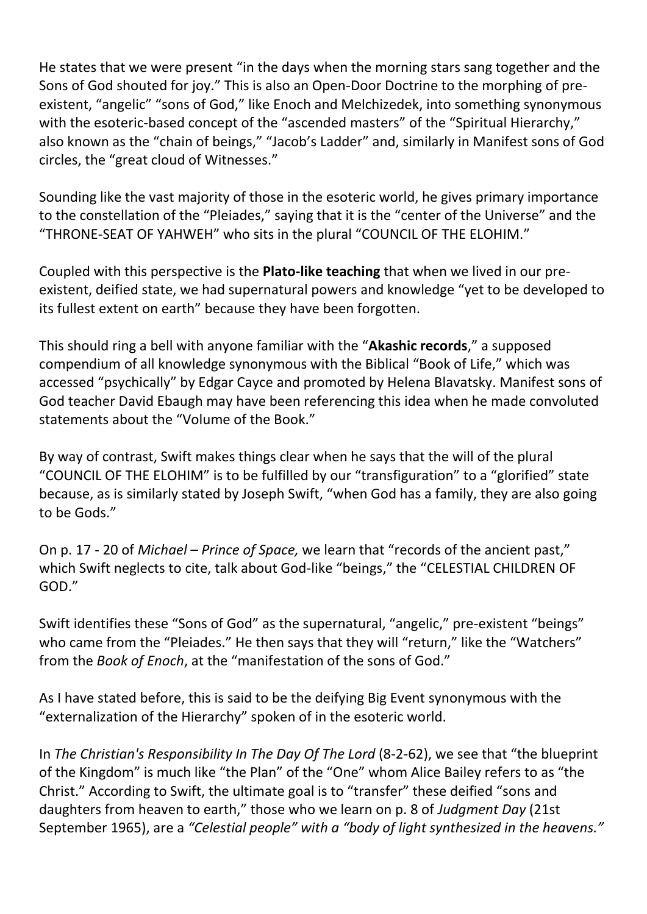He states that we were present "in the days when the morning stars sang together and the Sons of God shouted for joy." This is also an Open-Door Doctrine to the morphing of pre-existent, "angelic" "sons of God," like Enoch and Melchizedek, into something synonymous with the esoteric-based concept of the "ascended masters" of the "Spiritual Hierarchy," also known as the "chain of beings," "Jacob's Ladder" and, similarly in Manifest sons of God circles, the "great cloud of Witnesses."

Sounding like the vast majority of those in the esoteric world, he gives primary importance to the constellation of the "Pleiades," saying that it is the "center of the Universe" and the "THRONE-SEAT OF YAHWEH" who sits in the plural "COUNCIL OF THE ELOHIM."

Coupled with this perspective is the **Plato-like teaching** that when we lived in our pre-existent, deified state, we had supernatural powers and knowledge "yet to be developed to its fullest extent on earth" because they have been forgotten.

This should ring a bell with anyone familiar with the "**Akashic records**," a supposed compendium of all knowledge synonymous with the Biblical "Book of Life," which was accessed "psychically" by Edgar Cayce and promoted by Helena Blavatsky. Manifest sons of God teacher David Ebaugh may have been referencing this idea when he made convoluted statements about the "Volume of the Book."

By way of contrast, Swift makes things clear when he says that the will of the plural "COUNCIL OF THE ELOHIM" is to be fulfilled by our "transfiguration" to a "glorified" state because, as is similarly stated by Joseph Swift, "when God has a family, they are also going to be Gods."

On p. 17 - 20 of *Michael – Prince of Space,* we learn that "records of the ancient past," which Swift neglects to cite, talk about God-like "beings," the "CELESTIAL CHILDREN OF GOD."

Swift identifies these "Sons of God" as the supernatural, "angelic," pre-existent "beings" who came from the "Pleiades." He then says that they will "return," like the "Watchers" from the *Book of Enoch*, at the "manifestation of the sons of God."

As I have stated before, this is said to be the deifying Big Event synonymous with the "externalization of the Hierarchy" spoken of in the esoteric world.

In *The Christian's Responsibility In The Day Of The Lord* (8-2-62), we see that "the blueprint of the Kingdom" is much like "the Plan" of the "One" whom Alice Bailey refers to as "the Christ." According to Swift, the ultimate goal is to "transfer" these deified "sons and daughters from heaven to earth," those who we learn on p. 8 of *Judgment Day* (21st September 1965), are a *"Celestial people" with a "body of light synthesized in the heavens."*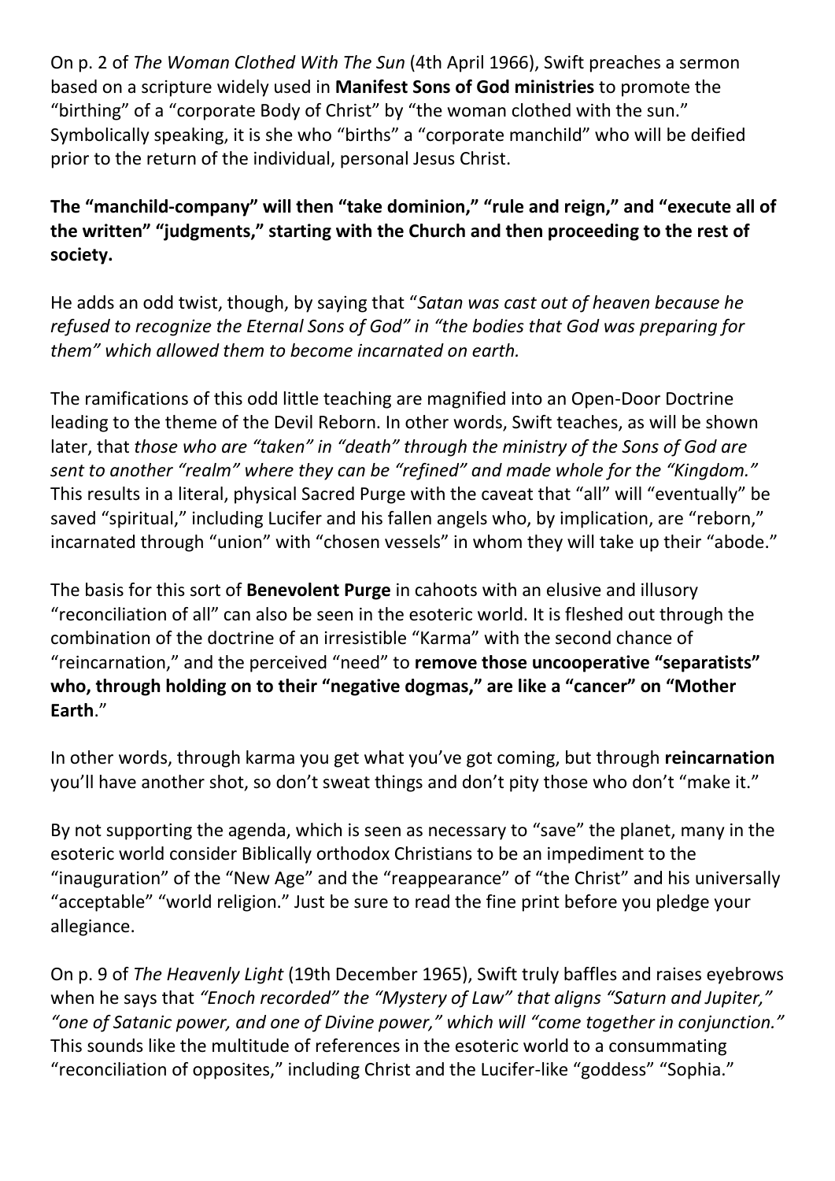On p. 2 of *The Woman Clothed With The Sun* (4th April 1966), Swift preaches a sermon based on a scripture widely used in **Manifest Sons of God ministries** to promote the "birthing" of a "corporate Body of Christ" by "the woman clothed with the sun." Symbolically speaking, it is she who "births" a "corporate manchild" who will be deified prior to the return of the individual, personal Jesus Christ.

**The "manchild-company" will then "take dominion," "rule and reign," and "execute all of the written" "judgments," starting with the Church and then proceeding to the rest of society.**

He adds an odd twist, though, by saying that "*Satan was cast out of heaven because he refused to recognize the Eternal Sons of God" in "the bodies that God was preparing for them" which allowed them to become incarnated on earth.*

The ramifications of this odd little teaching are magnified into an Open-Door Doctrine leading to the theme of the Devil Reborn. In other words, Swift teaches, as will be shown later, that *those who are "taken" in "death" through the ministry of the Sons of God are sent to another "realm" where they can be "refined" and made whole for the "Kingdom."* This results in a literal, physical Sacred Purge with the caveat that "all" will "eventually" be saved "spiritual," including Lucifer and his fallen angels who, by implication, are "reborn," incarnated through "union" with "chosen vessels" in whom they will take up their "abode."

The basis for this sort of **Benevolent Purge** in cahoots with an elusive and illusory "reconciliation of all" can also be seen in the esoteric world. It is fleshed out through the combination of the doctrine of an irresistible "Karma" with the second chance of "reincarnation," and the perceived "need" to **remove those uncooperative "separatists" who, through holding on to their "negative dogmas," are like a "cancer" on "Mother Earth**."

In other words, through karma you get what you've got coming, but through **reincarnation** you'll have another shot, so don't sweat things and don't pity those who don't "make it."

By not supporting the agenda, which is seen as necessary to "save" the planet, many in the esoteric world consider Biblically orthodox Christians to be an impediment to the "inauguration" of the "New Age" and the "reappearance" of "the Christ" and his universally "acceptable" "world religion." Just be sure to read the fine print before you pledge your allegiance.

On p. 9 of *The Heavenly Light* (19th December 1965), Swift truly baffles and raises eyebrows when he says that *"Enoch recorded" the "Mystery of Law" that aligns "Saturn and Jupiter," "one of Satanic power, and one of Divine power," which will "come together in conjunction."* This sounds like the multitude of references in the esoteric world to a consummating "reconciliation of opposites," including Christ and the Lucifer-like "goddess" "Sophia."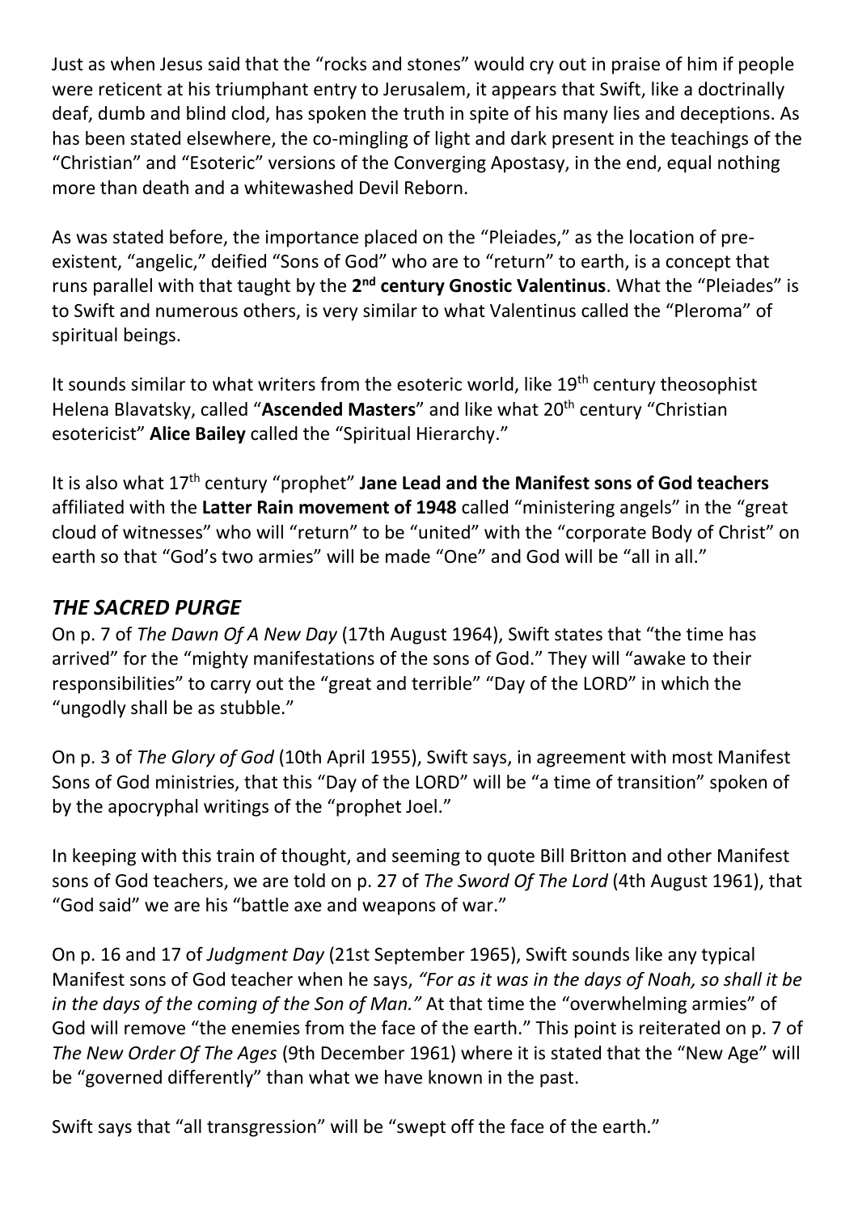Just as when Jesus said that the "rocks and stones" would cry out in praise of him if people were reticent at his triumphant entry to Jerusalem, it appears that Swift, like a doctrinally deaf, dumb and blind clod, has spoken the truth in spite of his many lies and deceptions. As has been stated elsewhere, the co-mingling of light and dark present in the teachings of the "Christian" and "Esoteric" versions of the Converging Apostasy, in the end, equal nothing more than death and a whitewashed Devil Reborn.

As was stated before, the importance placed on the "Pleiades," as the location of pre-existent, "angelic," deified "Sons of God" who are to "return" to earth, is a concept that runs parallel with that taught by the **2nd century Gnostic Valentinus**. What the "Pleiades" is to Swift and numerous others, is very similar to what Valentinus called the "Pleroma" of spiritual beings.

It sounds similar to what writers from the esoteric world, like 19th century theosophist Helena Blavatsky, called "**Ascended Masters**" and like what 20th century "Christian esotericist" **Alice Bailey** called the "Spiritual Hierarchy."

It is also what 17th century "prophet" **Jane Lead and the Manifest sons of God teachers** affiliated with the **Latter Rain movement of 1948** called "ministering angels" in the "great cloud of witnesses" who will "return" to be "united" with the "corporate Body of Christ" on earth so that "God's two armies" will be made "One" and God will be "all in all."

## *THE SACRED PURGE*

On p. 7 of *The Dawn Of A New Day* (17th August 1964), Swift states that "the time has arrived" for the "mighty manifestations of the sons of God." They will "awake to their responsibilities" to carry out the "great and terrible" "Day of the LORD" in which the "ungodly shall be as stubble."

On p. 3 of *The Glory of God* (10th April 1955), Swift says, in agreement with most Manifest Sons of God ministries, that this "Day of the LORD" will be "a time of transition" spoken of by the apocryphal writings of the "prophet Joel."

In keeping with this train of thought, and seeming to quote Bill Britton and other Manifest sons of God teachers, we are told on p. 27 of *The Sword Of The Lord* (4th August 1961), that "God said" we are his "battle axe and weapons of war."

On p. 16 and 17 of *Judgment Day* (21st September 1965), Swift sounds like any typical Manifest sons of God teacher when he says, *"For as it was in the days of Noah, so shall it be in the days of the coming of the Son of Man."* At that time the "overwhelming armies" of God will remove "the enemies from the face of the earth." This point is reiterated on p. 7 of *The New Order Of The Ages* (9th December 1961) where it is stated that the "New Age" will be "governed differently" than what we have known in the past.

Swift says that "all transgression" will be "swept off the face of the earth."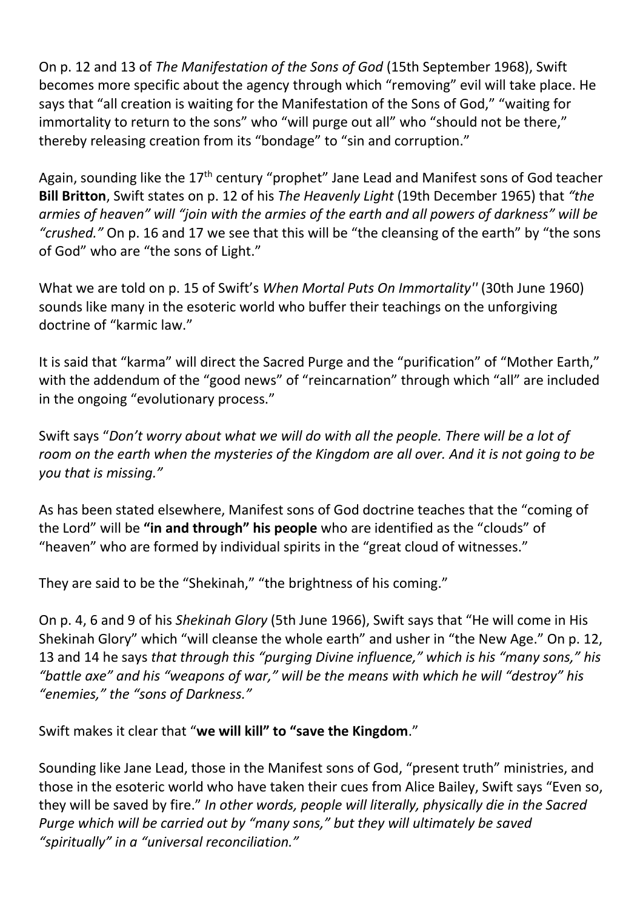On p. 12 and 13 of *The Manifestation of the Sons of God* (15th September 1968), Swift becomes more specific about the agency through which "removing" evil will take place. He says that "all creation is waiting for the Manifestation of the Sons of God," "waiting for immortality to return to the sons" who "will purge out all" who "should not be there," thereby releasing creation from its "bondage" to "sin and corruption."

Again, sounding like the 17th century "prophet" Jane Lead and Manifest sons of God teacher **Bill Britton**, Swift states on p. 12 of his *The Heavenly Light* (19th December 1965) that *"the armies of heaven" will "join with the armies of the earth and all powers of darkness" will be "crushed."* On p. 16 and 17 we see that this will be "the cleansing of the earth" by "the sons of God" who are "the sons of Light."

What we are told on p. 15 of Swift's *When Mortal Puts On Immortality''* (30th June 1960) sounds like many in the esoteric world who buffer their teachings on the unforgiving doctrine of "karmic law."

It is said that "karma" will direct the Sacred Purge and the "purification" of "Mother Earth," with the addendum of the "good news" of "reincarnation" through which "all" are included in the ongoing "evolutionary process."

Swift says "*Don't worry about what we will do with all the people. There will be a lot of room on the earth when the mysteries of the Kingdom are all over. And it is not going to be you that is missing."*

As has been stated elsewhere, Manifest sons of God doctrine teaches that the "coming of the Lord" will be **"in and through" his people** who are identified as the "clouds" of "heaven" who are formed by individual spirits in the "great cloud of witnesses."

They are said to be the "Shekinah," "the brightness of his coming."

On p. 4, 6 and 9 of his *Shekinah Glory* (5th June 1966), Swift says that "He will come in His Shekinah Glory" which "will cleanse the whole earth" and usher in "the New Age." On p. 12, 13 and 14 he says *that through this "purging Divine influence," which is his "many sons," his "battle axe" and his "weapons of war," will be the means with which he will "destroy" his "enemies," the "sons of Darkness."*

Swift makes it clear that "**we will kill" to "save the Kingdom**."

Sounding like Jane Lead, those in the Manifest sons of God, "present truth" ministries, and those in the esoteric world who have taken their cues from Alice Bailey, Swift says "Even so, they will be saved by fire." *In other words, people will literally, physically die in the Sacred Purge which will be carried out by "many sons," but they will ultimately be saved "spiritually" in a "universal reconciliation."*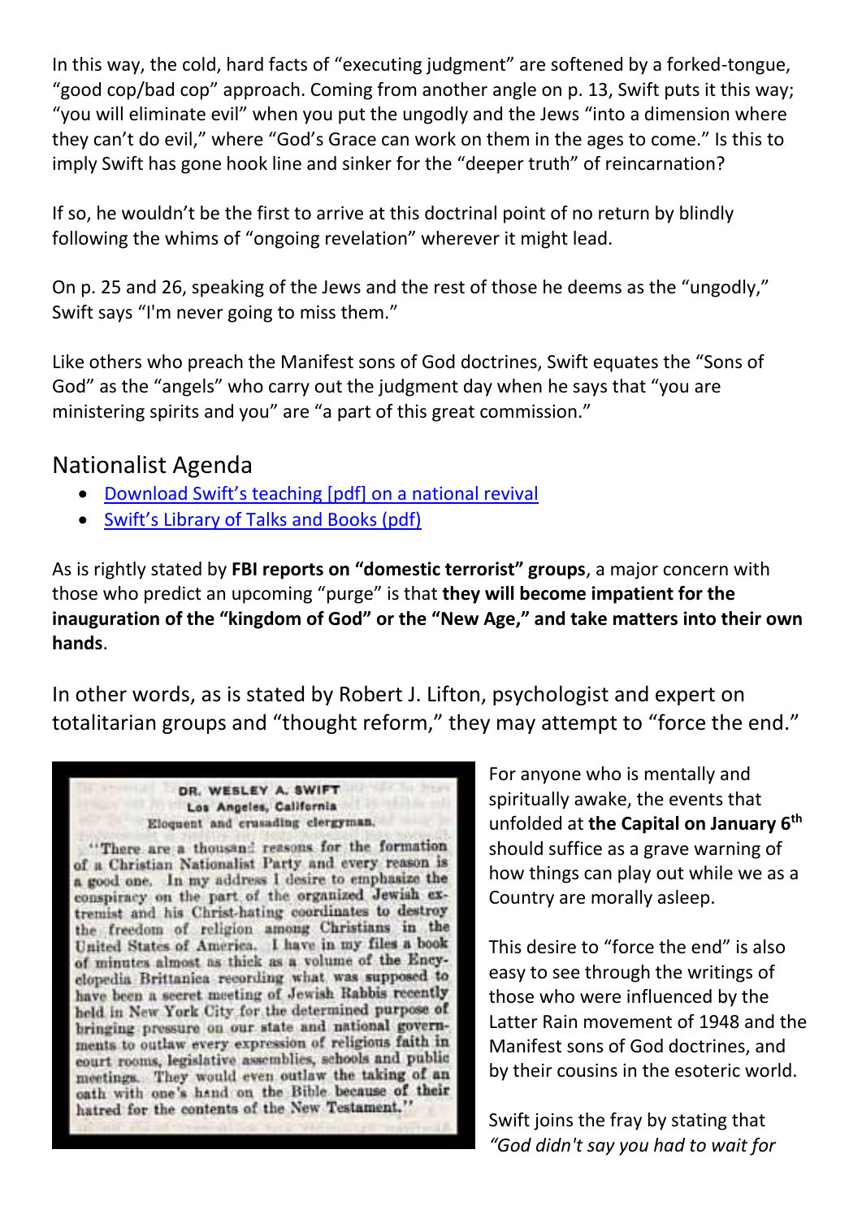In this way, the cold, hard facts of "executing judgment" are softened by a forked-tongue, "good cop/bad cop" approach. Coming from another angle on p. 13, Swift puts it this way; "you will eliminate evil" when you put the ungodly and the Jews "into a dimension where they can't do evil," where "God's Grace can work on them in the ages to come." Is this to imply Swift has gone hook line and sinker for the "deeper truth" of reincarnation?

If so, he wouldn't be the first to arrive at this doctrinal point of no return by blindly following the whims of "ongoing revelation" wherever it might lead.

On p. 25 and 26, speaking of the Jews and the rest of those he deems as the "ungodly," Swift says "I'm never going to miss them."

Like others who preach the Manifest sons of God doctrines, Swift equates the "Sons of God" as the "angels" who carry out the judgment day when he says that "you are ministering spirits and you" are "a part of this great commission."

## Nationalist Agenda

- Download Swift's teaching [pdf] on a national revival
- Swift's Library of Talks and Books (pdf)

As is rightly stated by **FBI reports on "domestic terrorist" groups**, a major concern with those who predict an upcoming "purge" is that **they will become impatient for the inauguration of the "kingdom of God" or the "New Age," and take matters into their own hands**.

In other words, as is stated by Robert J. Lifton, psychologist and expert on totalitarian groups and "thought reform," they may attempt to "force the end."

DR. WESLEY A. SWIFT
Los Angeles, California
Eloquent and crusading clergyman.

"There are a thousand reasons for the formation of a Christian Nationalist Party and every reason is a good one. In my address I desire to emphasize the conspiracy on the part of the organized Jewish extremist and his Christ-hating coordinates to destroy the freedom of religion among Christians in the United States of America. I have in my files a book of minutes almost as thick as a volume of the Encyclopedia Brittanica recording what was supposed to have been a secret meeting of Jewish Rabbis recently held in New York City for the determined purpose of bringing pressure on our state and national governments to outlaw every expression of religious faith in court rooms, legislative assemblies, schools and public meetings. They would even outlaw the taking of an oath with one's hand on the Bible because of their hatred for the contents of the New Testament."

For anyone who is mentally and spiritually awake, the events that unfolded at **the Capital on January 6th** should suffice as a grave warning of how things can play out while we as a Country are morally asleep.

This desire to "force the end" is also easy to see through the writings of those who were influenced by the Latter Rain movement of 1948 and the Manifest sons of God doctrines, and by their cousins in the esoteric world.

Swift joins the fray by stating that *"God didn't say you had to wait for*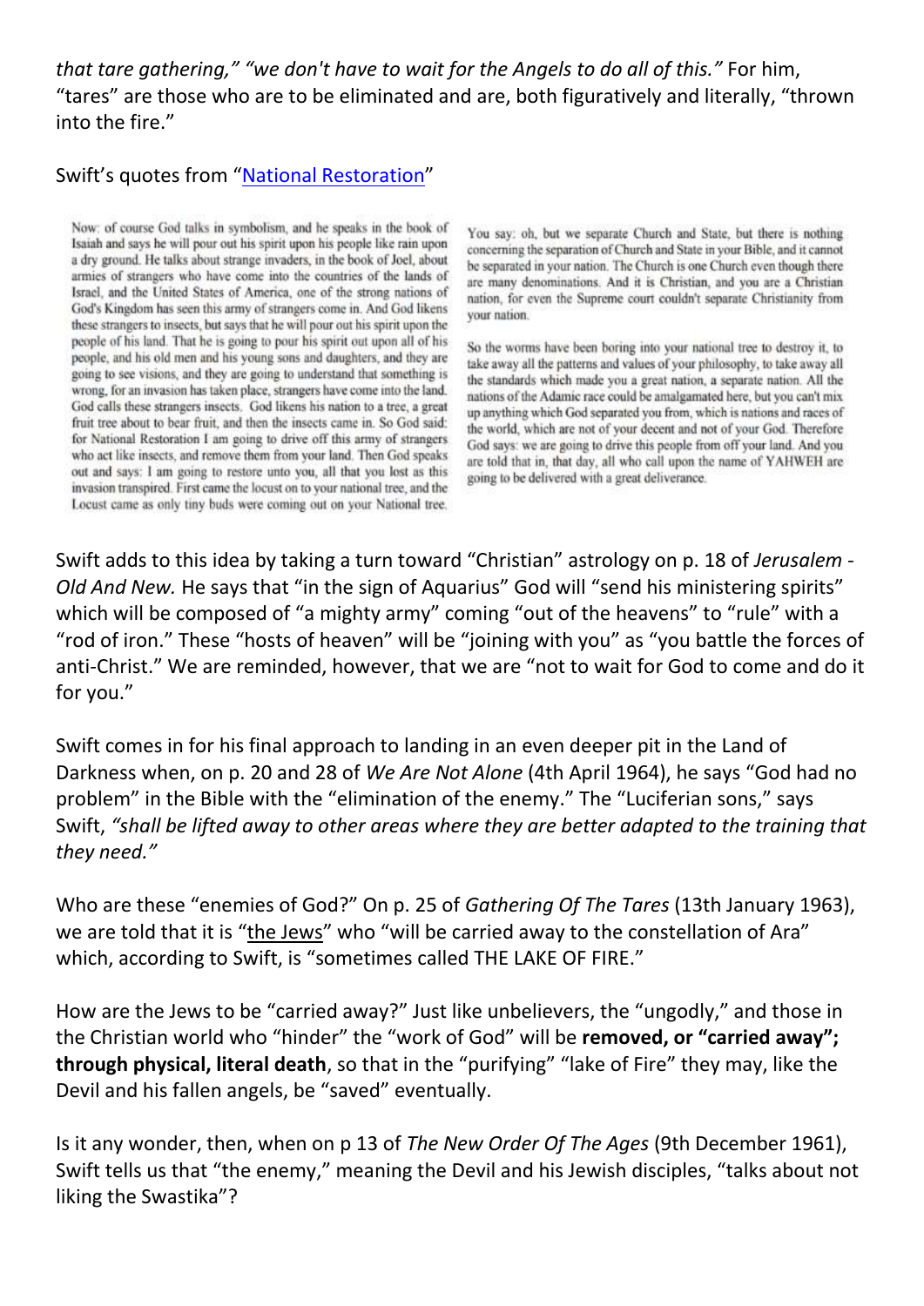*that tare gathering," "we don't have to wait for the Angels to do all of this."* For him, "tares" are those who are to be eliminated and are, both figuratively and literally, "thrown into the fire."

Swift's quotes from "National Restoration"

> Now: of course God talks in symbolism, and he speaks in the book of Isaiah and says he will pour out his spirit upon his people like rain upon a dry ground. He talks about strange invaders, in the book of Joel, about armies of strangers who have come into the countries of the lands of Israel, and the United States of America, one of the strong nations of God's Kingdom has seen this army of strangers come in. And God likens these strangers to insects, but says that he will pour out his spirit upon the people of his land. That he is going to pour his spirit out upon all of his people, and his old men and his young sons and daughters, and they are going to see visions, and they are going to understand that something is wrong, for an invasion has taken place, strangers have come into the land. God calls these strangers insects. God likens his nation to a tree, a great fruit tree about to bear fruit, and then the insects came in. So God said: for National Restoration I am going to drive off this army of strangers who act like insects, and remove them from your land. Then God speaks out and says: I am going to restore unto you, all that you lost as this invasion transpired. First came the locust on to your national tree, and the Locust came as only tiny buds were coming out on your National tree.
>
> You say: oh, but we separate Church and State, but there is nothing concerning the separation of Church and State in your Bible, and it cannot be separated in your nation. The Church is one Church even though there are many denominations. And it is Christian, and you are a Christian nation, for even the Supreme court couldn't separate Christianity from your nation.
>
> So the worms have been boring into your national tree to destroy it, to take away all the patterns and values of your philosophy, to take away all the standards which made you a great nation, a separate nation. All the nations of the Adamic race could be amalgamated here, but you can't mix up anything which God separated you from, which is nations and races of the world, which are not of your decent and not of your God. Therefore God says: we are going to drive this people from off your land. And you are told that in, that day, all who call upon the name of YAHWEH are going to be delivered with a great deliverance.

Swift adds to this idea by taking a turn toward "Christian" astrology on p. 18 of *Jerusalem - Old And New.* He says that "in the sign of Aquarius" God will "send his ministering spirits" which will be composed of "a mighty army" coming "out of the heavens" to "rule" with a "rod of iron." These "hosts of heaven" will be "joining with you" as "you battle the forces of anti-Christ." We are reminded, however, that we are "not to wait for God to come and do it for you."

Swift comes in for his final approach to landing in an even deeper pit in the Land of Darkness when, on p. 20 and 28 of *We Are Not Alone* (4th April 1964), he says "God had no problem" in the Bible with the "elimination of the enemy." The "Luciferian sons," says Swift, *"shall be lifted away to other areas where they are better adapted to the training that they need."*

Who are these "enemies of God?" On p. 25 of *Gathering Of The Tares* (13th January 1963), we are told that it is "the Jews" who "will be carried away to the constellation of Ara" which, according to Swift, is "sometimes called THE LAKE OF FIRE."

How are the Jews to be "carried away?" Just like unbelievers, the "ungodly," and those in the Christian world who "hinder" the "work of God" will be **removed, or "carried away"; through physical, literal death**, so that in the "purifying" "lake of Fire" they may, like the Devil and his fallen angels, be "saved" eventually.

Is it any wonder, then, when on p 13 of *The New Order Of The Ages* (9th December 1961), Swift tells us that "the enemy," meaning the Devil and his Jewish disciples, "talks about not liking the Swastika"?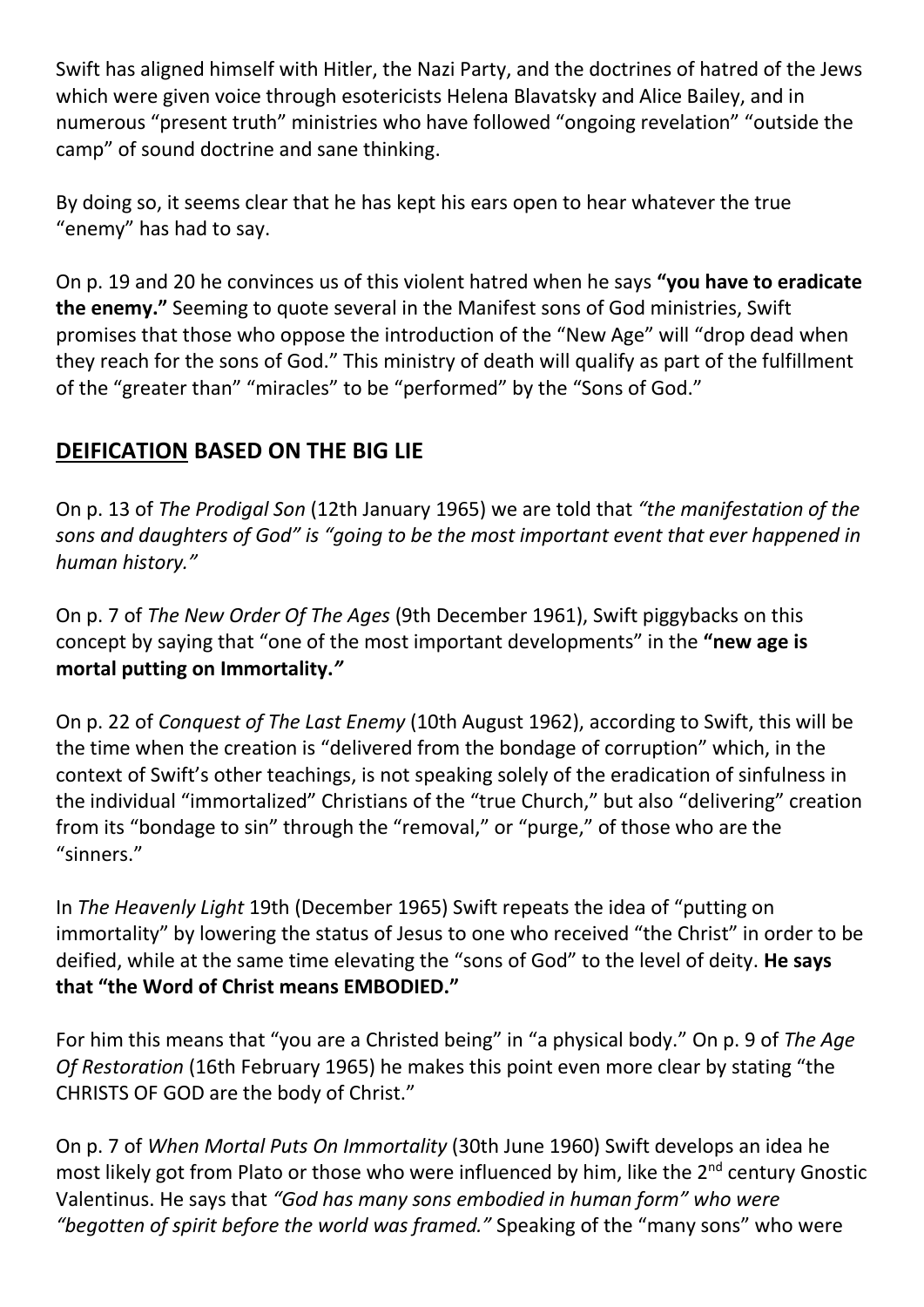Swift has aligned himself with Hitler, the Nazi Party, and the doctrines of hatred of the Jews which were given voice through esotericists Helena Blavatsky and Alice Bailey, and in numerous "present truth" ministries who have followed "ongoing revelation" "outside the camp" of sound doctrine and sane thinking.

By doing so, it seems clear that he has kept his ears open to hear whatever the true "enemy" has had to say.

On p. 19 and 20 he convinces us of this violent hatred when he says **"you have to eradicate the enemy."** Seeming to quote several in the Manifest sons of God ministries, Swift promises that those who oppose the introduction of the "New Age" will "drop dead when they reach for the sons of God." This ministry of death will qualify as part of the fulfillment of the "greater than" "miracles" to be "performed" by the "Sons of God."

## **<u>DEIFICATION</u> BASED ON THE BIG LIE**

On p. 13 of *The Prodigal Son* (12th January 1965) we are told that *"the manifestation of the sons and daughters of God" is "going to be the most important event that ever happened in human history."*

On p. 7 of *The New Order Of The Ages* (9th December 1961), Swift piggybacks on this concept by saying that "one of the most important developments" in the **"new age is mortal putting on Immortality."**

On p. 22 of *Conquest of The Last Enemy* (10th August 1962), according to Swift, this will be the time when the creation is "delivered from the bondage of corruption" which, in the context of Swift's other teachings, is not speaking solely of the eradication of sinfulness in the individual "immortalized" Christians of the "true Church," but also "delivering" creation from its "bondage to sin" through the "removal," or "purge," of those who are the "sinners."

In *The Heavenly Light* 19th (December 1965) Swift repeats the idea of "putting on immortality" by lowering the status of Jesus to one who received "the Christ" in order to be deified, while at the same time elevating the "sons of God" to the level of deity. **He says that "the Word of Christ means EMBODIED."**

For him this means that "you are a Christed being" in "a physical body." On p. 9 of *The Age Of Restoration* (16th February 1965) he makes this point even more clear by stating "the CHRISTS OF GOD are the body of Christ."

On p. 7 of *When Mortal Puts On Immortality* (30th June 1960) Swift develops an idea he most likely got from Plato or those who were influenced by him, like the 2nd century Gnostic Valentinus. He says that *"God has many sons embodied in human form" who were "begotten of spirit before the world was framed."* Speaking of the "many sons" who were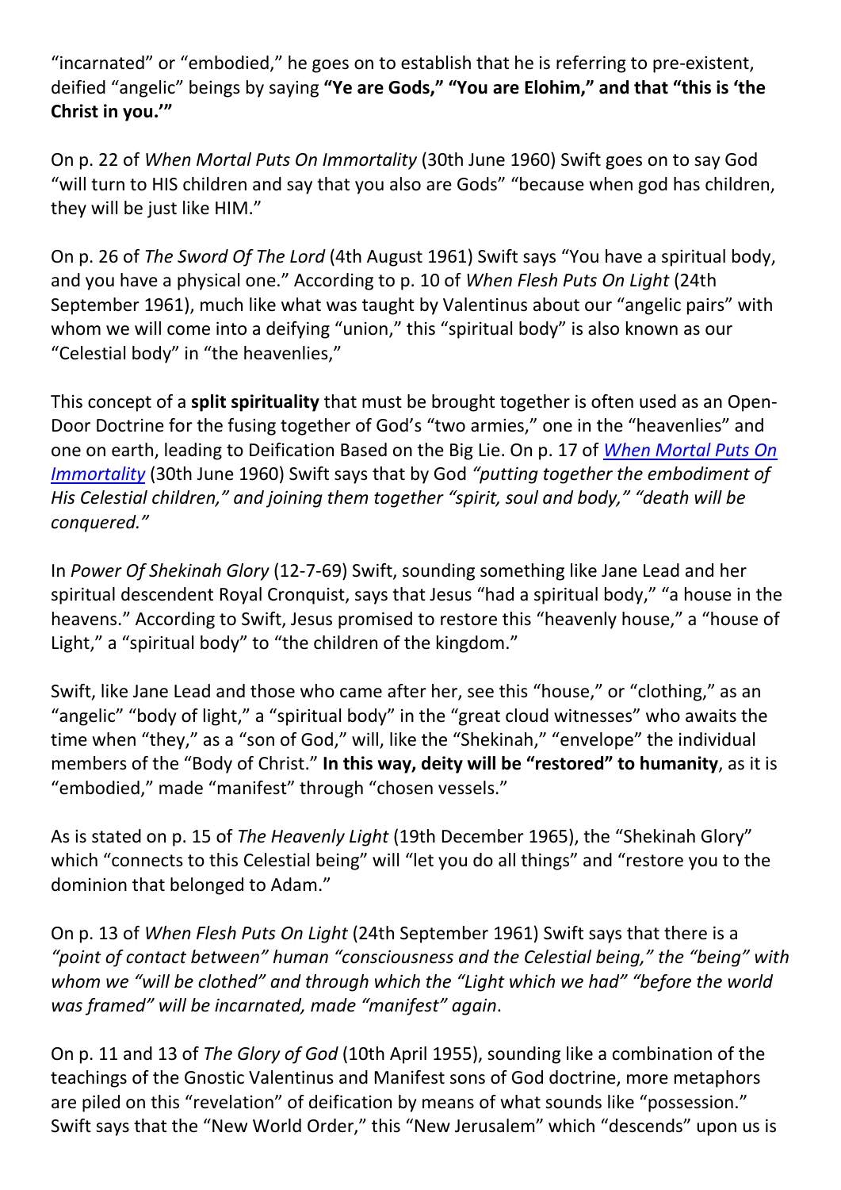"incarnated" or "embodied," he goes on to establish that he is referring to pre-existent, deified "angelic" beings by saying **"Ye are Gods," "You are Elohim," and that "this is 'the Christ in you.'"**

On p. 22 of *When Mortal Puts On Immortality* (30th June 1960) Swift goes on to say God "will turn to HIS children and say that you also are Gods" "because when god has children, they will be just like HIM."

On p. 26 of *The Sword Of The Lord* (4th August 1961) Swift says "You have a spiritual body, and you have a physical one." According to p. 10 of *When Flesh Puts On Light* (24th September 1961), much like what was taught by Valentinus about our "angelic pairs" with whom we will come into a deifying "union," this "spiritual body" is also known as our "Celestial body" in "the heavenlies,"

This concept of a **split spirituality** that must be brought together is often used as an Open-Door Doctrine for the fusing together of God's "two armies," one in the "heavenlies" and one on earth, leading to Deification Based on the Big Lie. On p. 17 of *When Mortal Puts On Immortality* (30th June 1960) Swift says that by God *"putting together the embodiment of His Celestial children," and joining them together "spirit, soul and body," "death will be conquered."*

In *Power Of Shekinah Glory* (12-7-69) Swift, sounding something like Jane Lead and her spiritual descendent Royal Cronquist, says that Jesus "had a spiritual body," "a house in the heavens." According to Swift, Jesus promised to restore this "heavenly house," a "house of Light," a "spiritual body" to "the children of the kingdom."

Swift, like Jane Lead and those who came after her, see this "house," or "clothing," as an "angelic" "body of light," a "spiritual body" in the "great cloud witnesses" who awaits the time when "they," as a "son of God," will, like the "Shekinah," "envelope" the individual members of the "Body of Christ." **In this way, deity will be "restored" to humanity**, as it is "embodied," made "manifest" through "chosen vessels."

As is stated on p. 15 of *The Heavenly Light* (19th December 1965), the "Shekinah Glory" which "connects to this Celestial being" will "let you do all things" and "restore you to the dominion that belonged to Adam."

On p. 13 of *When Flesh Puts On Light* (24th September 1961) Swift says that there is a *"point of contact between" human "consciousness and the Celestial being," the "being" with whom we "will be clothed" and through which the "Light which we had" "before the world was framed" will be incarnated, made "manifest" again*.

On p. 11 and 13 of *The Glory of God* (10th April 1955), sounding like a combination of the teachings of the Gnostic Valentinus and Manifest sons of God doctrine, more metaphors are piled on this "revelation" of deification by means of what sounds like "possession." Swift says that the "New World Order," this "New Jerusalem" which "descends" upon us is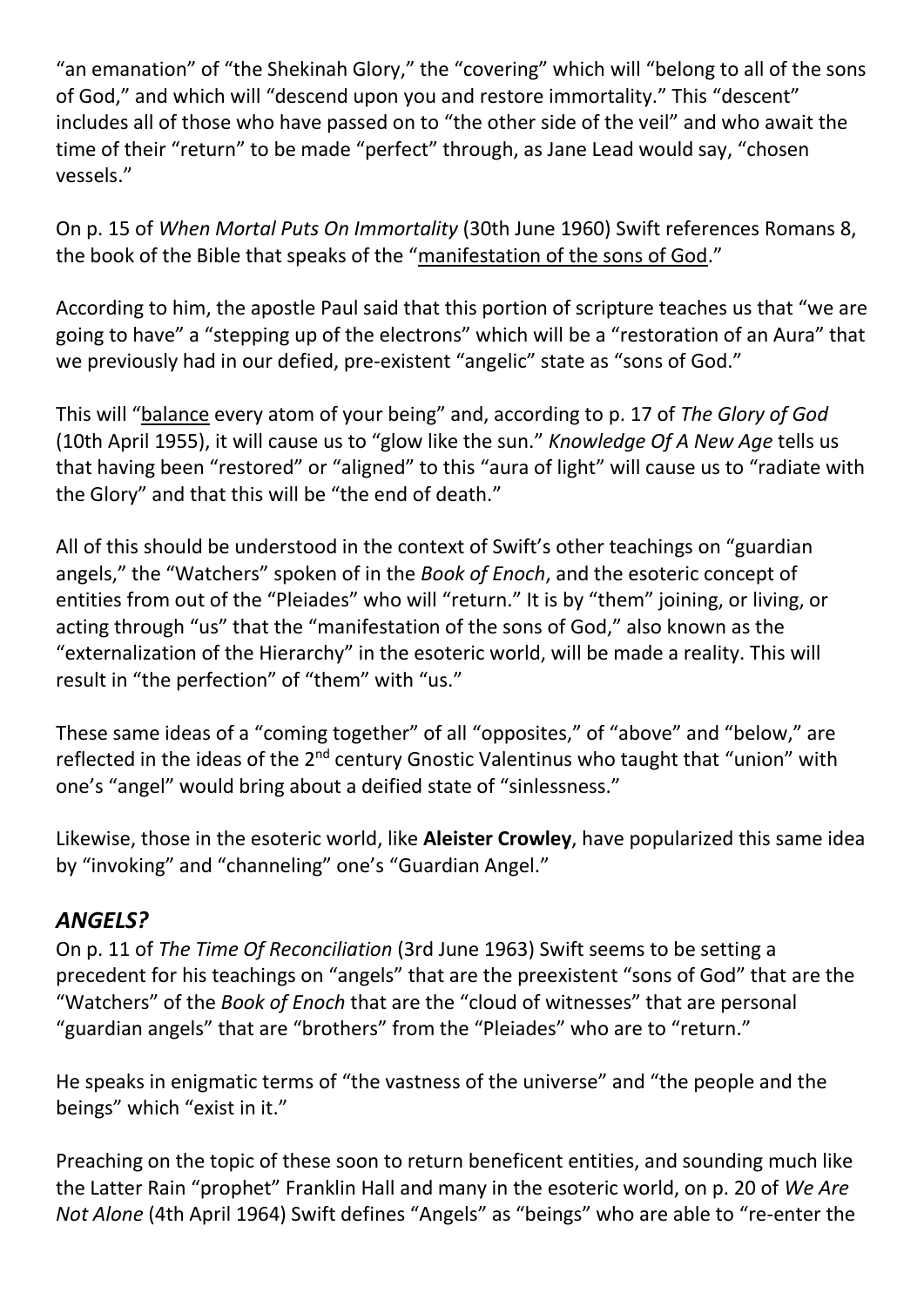"an emanation" of "the Shekinah Glory," the "covering" which will "belong to all of the sons of God," and which will "descend upon you and restore immortality." This "descent" includes all of those who have passed on to "the other side of the veil" and who await the time of their "return" to be made "perfect" through, as Jane Lead would say, "chosen vessels."

On p. 15 of *When Mortal Puts On Immortality* (30th June 1960) Swift references Romans 8, the book of the Bible that speaks of the "manifestation of the sons of God."

According to him, the apostle Paul said that this portion of scripture teaches us that "we are going to have" a "stepping up of the electrons" which will be a "restoration of an Aura" that we previously had in our defied, pre-existent "angelic" state as "sons of God."

This will "balance every atom of your being" and, according to p. 17 of *The Glory of God* (10th April 1955), it will cause us to "glow like the sun." *Knowledge Of A New Age* tells us that having been "restored" or "aligned" to this "aura of light" will cause us to "radiate with the Glory" and that this will be "the end of death."

All of this should be understood in the context of Swift's other teachings on "guardian angels," the "Watchers" spoken of in the *Book of Enoch*, and the esoteric concept of entities from out of the "Pleiades" who will "return." It is by "them" joining, or living, or acting through "us" that the "manifestation of the sons of God," also known as the "externalization of the Hierarchy" in the esoteric world, will be made a reality. This will result in "the perfection" of "them" with "us."

These same ideas of a "coming together" of all "opposites," of "above" and "below," are reflected in the ideas of the 2nd century Gnostic Valentinus who taught that "union" with one's "angel" would bring about a deified state of "sinlessness."

Likewise, those in the esoteric world, like **Aleister Crowley**, have popularized this same idea by "invoking" and "channeling" one's "Guardian Angel."

## *ANGELS?*

On p. 11 of *The Time Of Reconciliation* (3rd June 1963) Swift seems to be setting a precedent for his teachings on "angels" that are the preexistent "sons of God" that are the "Watchers" of the *Book of Enoch* that are the "cloud of witnesses" that are personal "guardian angels" that are "brothers" from the "Pleiades" who are to "return."

He speaks in enigmatic terms of "the vastness of the universe" and "the people and the beings" which "exist in it."

Preaching on the topic of these soon to return beneficent entities, and sounding much like the Latter Rain "prophet" Franklin Hall and many in the esoteric world, on p. 20 of *We Are Not Alone* (4th April 1964) Swift defines "Angels" as "beings" who are able to "re-enter the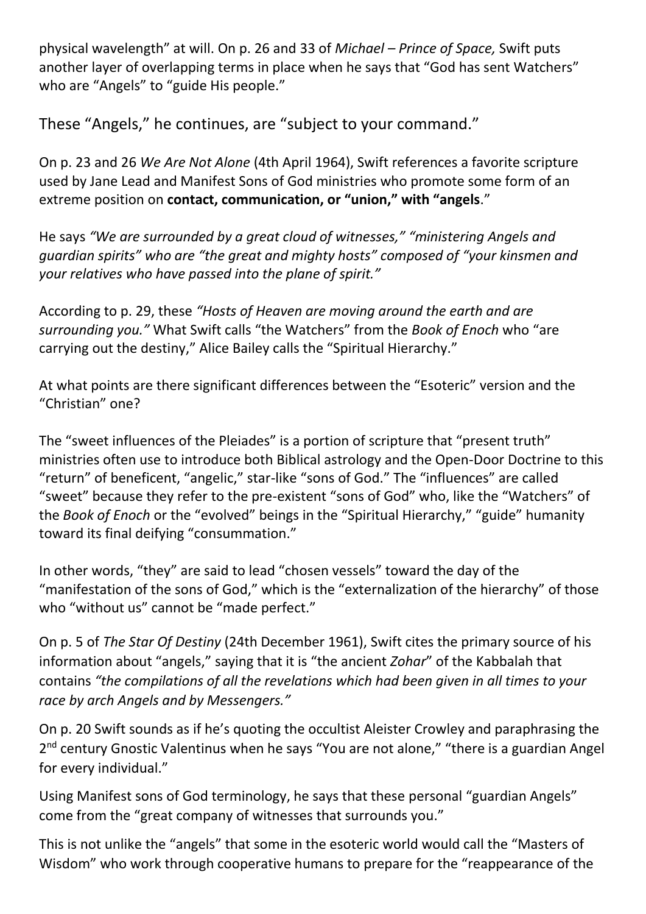physical wavelength" at will. On p. 26 and 33 of *Michael – Prince of Space,* Swift puts another layer of overlapping terms in place when he says that "God has sent Watchers" who are "Angels" to "guide His people."

These "Angels," he continues, are "subject to your command."

On p. 23 and 26 *We Are Not Alone* (4th April 1964), Swift references a favorite scripture used by Jane Lead and Manifest Sons of God ministries who promote some form of an extreme position on **contact, communication, or "union," with "angels**."

He says *"We are surrounded by a great cloud of witnesses," "ministering Angels and guardian spirits" who are "the great and mighty hosts" composed of "your kinsmen and your relatives who have passed into the plane of spirit."*

According to p. 29, these *"Hosts of Heaven are moving around the earth and are surrounding you."* What Swift calls "the Watchers" from the *Book of Enoch* who "are carrying out the destiny," Alice Bailey calls the "Spiritual Hierarchy."

At what points are there significant differences between the "Esoteric" version and the "Christian" one?

The "sweet influences of the Pleiades" is a portion of scripture that "present truth" ministries often use to introduce both Biblical astrology and the Open-Door Doctrine to this "return" of beneficent, "angelic," star-like "sons of God." The "influences" are called "sweet" because they refer to the pre-existent "sons of God" who, like the "Watchers" of the *Book of Enoch* or the "evolved" beings in the "Spiritual Hierarchy," "guide" humanity toward its final deifying "consummation."

In other words, "they" are said to lead "chosen vessels" toward the day of the "manifestation of the sons of God," which is the "externalization of the hierarchy" of those who "without us" cannot be "made perfect."

On p. 5 of *The Star Of Destiny* (24th December 1961), Swift cites the primary source of his information about "angels," saying that it is "the ancient *Zohar*" of the Kabbalah that contains *"the compilations of all the revelations which had been given in all times to your race by arch Angels and by Messengers."*

On p. 20 Swift sounds as if he's quoting the occultist Aleister Crowley and paraphrasing the 2nd century Gnostic Valentinus when he says "You are not alone," "there is a guardian Angel for every individual."

Using Manifest sons of God terminology, he says that these personal "guardian Angels" come from the "great company of witnesses that surrounds you."

This is not unlike the "angels" that some in the esoteric world would call the "Masters of Wisdom" who work through cooperative humans to prepare for the "reappearance of the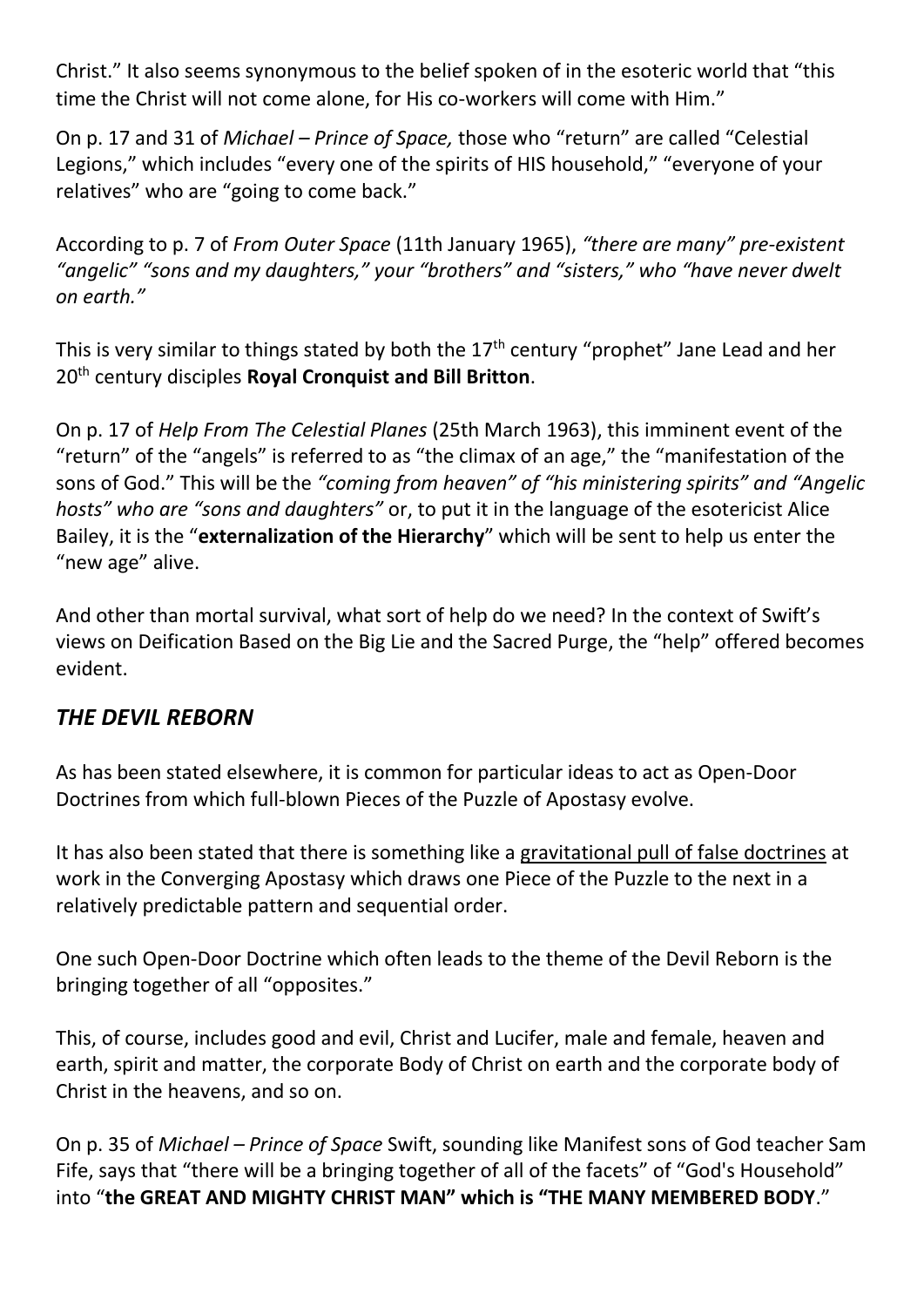Christ." It also seems synonymous to the belief spoken of in the esoteric world that "this time the Christ will not come alone, for His co-workers will come with Him."

On p. 17 and 31 of *Michael – Prince of Space,* those who "return" are called "Celestial Legions," which includes "every one of the spirits of HIS household," "everyone of your relatives" who are "going to come back."

According to p. 7 of *From Outer Space* (11th January 1965), *"there are many" pre-existent "angelic" "sons and my daughters," your "brothers" and "sisters," who "have never dwelt on earth."*

This is very similar to things stated by both the 17th century "prophet" Jane Lead and her 20th century disciples **Royal Cronquist and Bill Britton**.

On p. 17 of *Help From The Celestial Planes* (25th March 1963), this imminent event of the "return" of the "angels" is referred to as "the climax of an age," the "manifestation of the sons of God." This will be the *"coming from heaven" of "his ministering spirits" and "Angelic hosts" who are "sons and daughters"* or, to put it in the language of the esotericist Alice Bailey, it is the "**externalization of the Hierarchy**" which will be sent to help us enter the "new age" alive.

And other than mortal survival, what sort of help do we need? In the context of Swift's views on Deification Based on the Big Lie and the Sacred Purge, the "help" offered becomes evident.

## *THE DEVIL REBORN*

As has been stated elsewhere, it is common for particular ideas to act as Open-Door Doctrines from which full-blown Pieces of the Puzzle of Apostasy evolve.

It has also been stated that there is something like a gravitational pull of false doctrines at work in the Converging Apostasy which draws one Piece of the Puzzle to the next in a relatively predictable pattern and sequential order.

One such Open-Door Doctrine which often leads to the theme of the Devil Reborn is the bringing together of all "opposites."

This, of course, includes good and evil, Christ and Lucifer, male and female, heaven and earth, spirit and matter, the corporate Body of Christ on earth and the corporate body of Christ in the heavens, and so on.

On p. 35 of *Michael – Prince of Space* Swift, sounding like Manifest sons of God teacher Sam Fife, says that "there will be a bringing together of all of the facets" of "God's Household" into "**the GREAT AND MIGHTY CHRIST MAN" which is "THE MANY MEMBERED BODY**."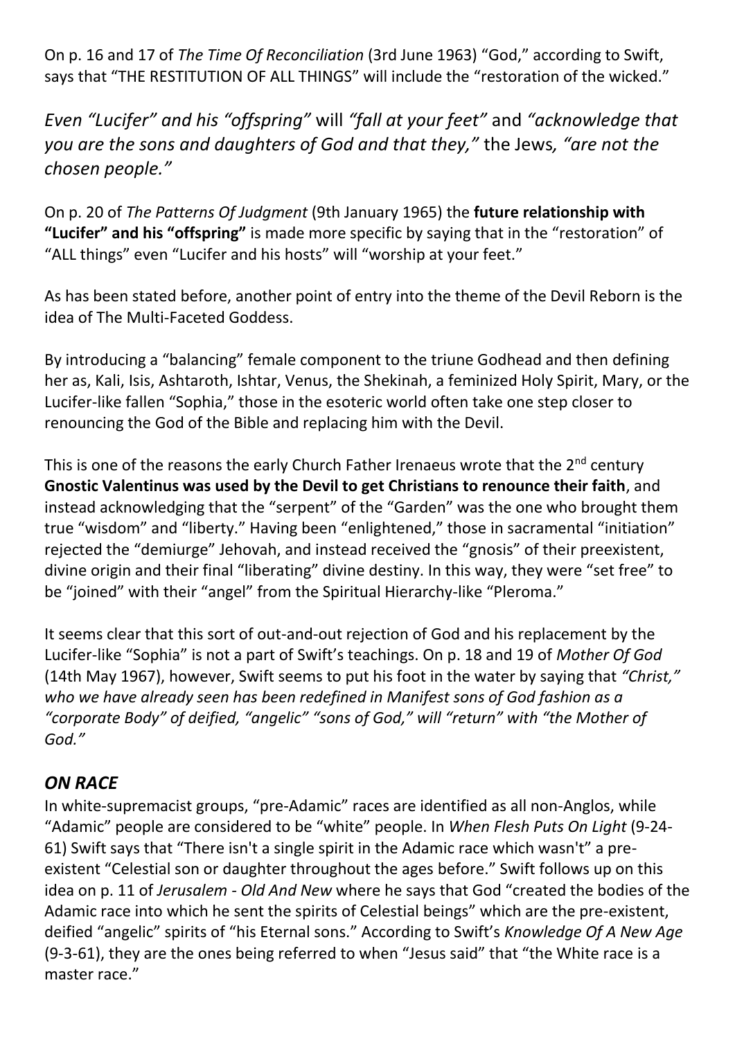On p. 16 and 17 of *The Time Of Reconciliation* (3rd June 1963) "God," according to Swift, says that "THE RESTITUTION OF ALL THINGS" will include the "restoration of the wicked."

*Even "Lucifer" and his "offspring"* will *"fall at your feet"* and *"acknowledge that you are the sons and daughters of God and that they,"* the Jews*, "are not the chosen people."*

On p. 20 of *The Patterns Of Judgment* (9th January 1965) the **future relationship with "Lucifer" and his "offspring"** is made more specific by saying that in the "restoration" of "ALL things" even "Lucifer and his hosts" will "worship at your feet."

As has been stated before, another point of entry into the theme of the Devil Reborn is the idea of The Multi-Faceted Goddess.

By introducing a "balancing" female component to the triune Godhead and then defining her as, Kali, Isis, Ashtaroth, Ishtar, Venus, the Shekinah, a feminized Holy Spirit, Mary, or the Lucifer-like fallen "Sophia," those in the esoteric world often take one step closer to renouncing the God of the Bible and replacing him with the Devil.

This is one of the reasons the early Church Father Irenaeus wrote that the 2nd century **Gnostic Valentinus was used by the Devil to get Christians to renounce their faith**, and instead acknowledging that the "serpent" of the "Garden" was the one who brought them true "wisdom" and "liberty." Having been "enlightened," those in sacramental "initiation" rejected the "demiurge" Jehovah, and instead received the "gnosis" of their preexistent, divine origin and their final "liberating" divine destiny. In this way, they were "set free" to be "joined" with their "angel" from the Spiritual Hierarchy-like "Pleroma."

It seems clear that this sort of out-and-out rejection of God and his replacement by the Lucifer-like "Sophia" is not a part of Swift's teachings. On p. 18 and 19 of *Mother Of God* (14th May 1967), however, Swift seems to put his foot in the water by saying that *"Christ," who we have already seen has been redefined in Manifest sons of God fashion as a "corporate Body" of deified, "angelic" "sons of God," will "return" with "the Mother of God."*

## *ON RACE*

In white-supremacist groups, "pre-Adamic" races are identified as all non-Anglos, while "Adamic" people are considered to be "white" people. In *When Flesh Puts On Light* (9-24-61) Swift says that "There isn't a single spirit in the Adamic race which wasn't" a pre-existent "Celestial son or daughter throughout the ages before." Swift follows up on this idea on p. 11 of *Jerusalem - Old And New* where he says that God "created the bodies of the Adamic race into which he sent the spirits of Celestial beings" which are the pre-existent, deified "angelic" spirits of "his Eternal sons." According to Swift's *Knowledge Of A New Age* (9-3-61), they are the ones being referred to when "Jesus said" that "the White race is a master race."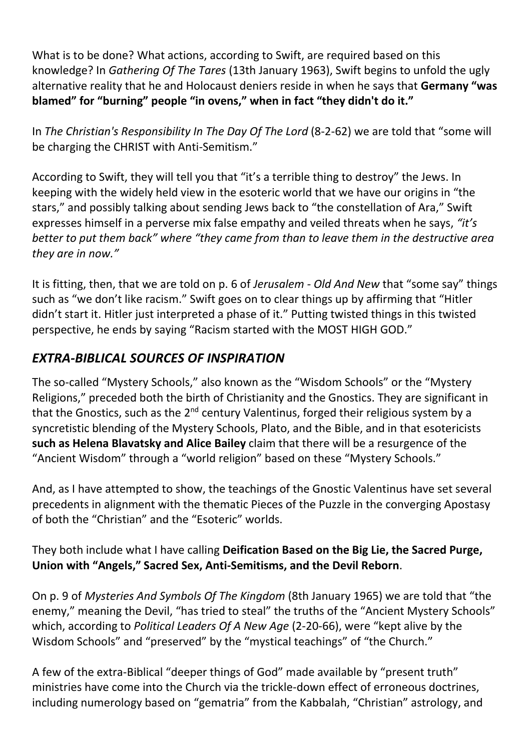What is to be done? What actions, according to Swift, are required based on this knowledge? In *Gathering Of The Tares* (13th January 1963), Swift begins to unfold the ugly alternative reality that he and Holocaust deniers reside in when he says that **Germany "was blamed" for "burning" people "in ovens," when in fact "they didn't do it."**

In *The Christian's Responsibility In The Day Of The Lord* (8-2-62) we are told that "some will be charging the CHRIST with Anti-Semitism."

According to Swift, they will tell you that "it's a terrible thing to destroy" the Jews. In keeping with the widely held view in the esoteric world that we have our origins in "the stars," and possibly talking about sending Jews back to "the constellation of Ara," Swift expresses himself in a perverse mix false empathy and veiled threats when he says, *"it's better to put them back" where "they came from than to leave them in the destructive area they are in now."*

It is fitting, then, that we are told on p. 6 of *Jerusalem - Old And New* that "some say" things such as "we don't like racism." Swift goes on to clear things up by affirming that "Hitler didn't start it. Hitler just interpreted a phase of it." Putting twisted things in this twisted perspective, he ends by saying "Racism started with the MOST HIGH GOD."

## *EXTRA-BIBLICAL SOURCES OF INSPIRATION*

The so-called "Mystery Schools," also known as the "Wisdom Schools" or the "Mystery Religions," preceded both the birth of Christianity and the Gnostics. They are significant in that the Gnostics, such as the 2nd century Valentinus, forged their religious system by a syncretistic blending of the Mystery Schools, Plato, and the Bible, and in that esotericists **such as Helena Blavatsky and Alice Bailey** claim that there will be a resurgence of the "Ancient Wisdom" through a "world religion" based on these "Mystery Schools."

And, as I have attempted to show, the teachings of the Gnostic Valentinus have set several precedents in alignment with the thematic Pieces of the Puzzle in the converging Apostasy of both the "Christian" and the "Esoteric" worlds.

They both include what I have calling **Deification Based on the Big Lie, the Sacred Purge, Union with "Angels," Sacred Sex, Anti-Semitisms, and the Devil Reborn**.

On p. 9 of *Mysteries And Symbols Of The Kingdom* (8th January 1965) we are told that "the enemy," meaning the Devil, "has tried to steal" the truths of the "Ancient Mystery Schools" which, according to *Political Leaders Of A New Age* (2-20-66), were "kept alive by the Wisdom Schools" and "preserved" by the "mystical teachings" of "the Church."

A few of the extra-Biblical "deeper things of God" made available by "present truth" ministries have come into the Church via the trickle-down effect of erroneous doctrines, including numerology based on "gematria" from the Kabbalah, "Christian" astrology, and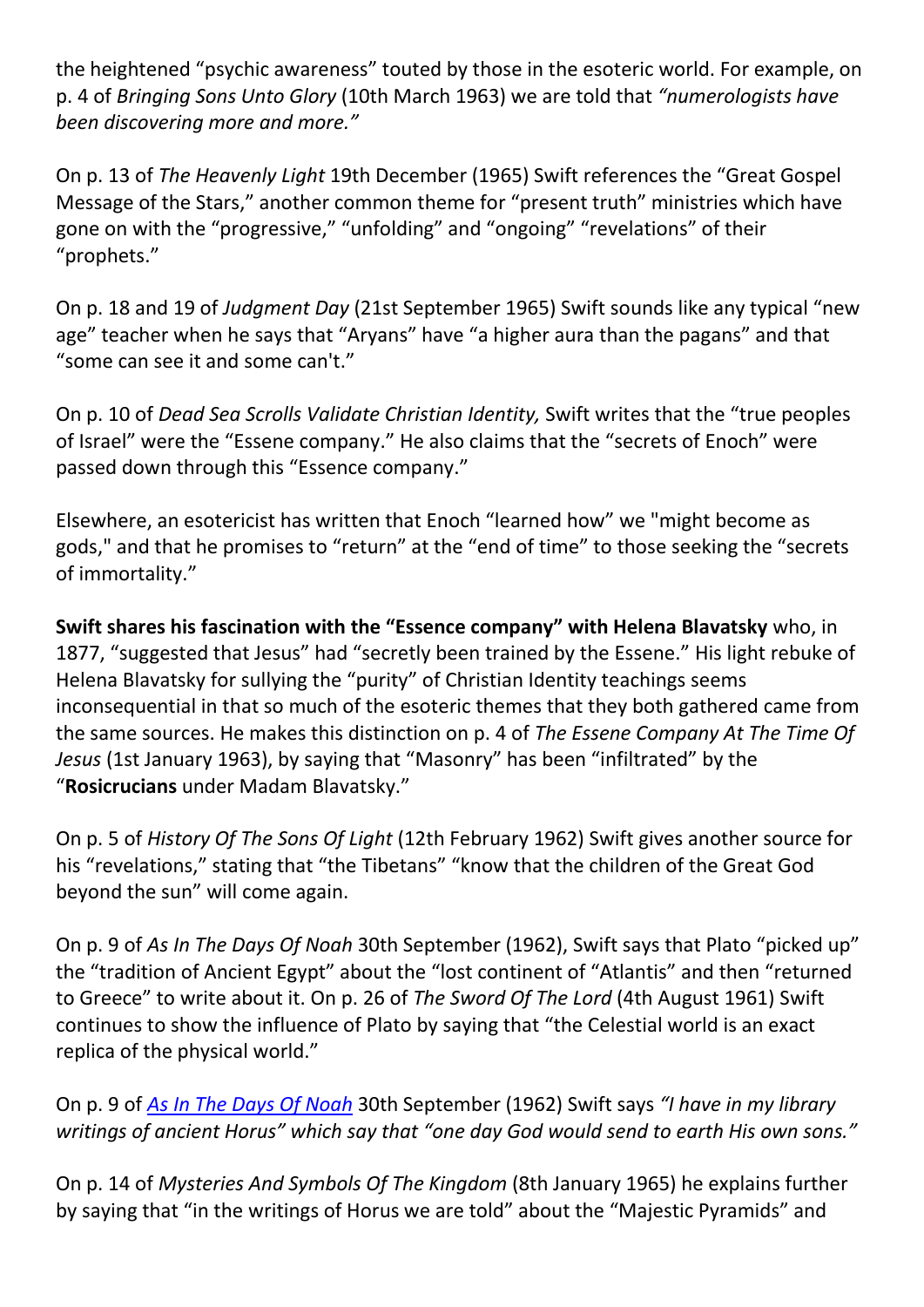the heightened "psychic awareness" touted by those in the esoteric world. For example, on p. 4 of *Bringing Sons Unto Glory* (10th March 1963) we are told that *"numerologists have been discovering more and more."*

On p. 13 of *The Heavenly Light* 19th December (1965) Swift references the "Great Gospel Message of the Stars," another common theme for "present truth" ministries which have gone on with the "progressive," "unfolding" and "ongoing" "revelations" of their "prophets."

On p. 18 and 19 of *Judgment Day* (21st September 1965) Swift sounds like any typical "new age" teacher when he says that "Aryans" have "a higher aura than the pagans" and that "some can see it and some can't."

On p. 10 of *Dead Sea Scrolls Validate Christian Identity,* Swift writes that the "true peoples of Israel" were the "Essene company." He also claims that the "secrets of Enoch" were passed down through this "Essence company."

Elsewhere, an esotericist has written that Enoch "learned how" we "might become as gods," and that he promises to "return" at the "end of time" to those seeking the "secrets of immortality."

**Swift shares his fascination with the "Essence company" with Helena Blavatsky** who, in 1877, "suggested that Jesus" had "secretly been trained by the Essene." His light rebuke of Helena Blavatsky for sullying the "purity" of Christian Identity teachings seems inconsequential in that so much of the esoteric themes that they both gathered came from the same sources. He makes this distinction on p. 4 of *The Essene Company At The Time Of Jesus* (1st January 1963), by saying that "Masonry" has been "infiltrated" by the "**Rosicrucians** under Madam Blavatsky."

On p. 5 of *History Of The Sons Of Light* (12th February 1962) Swift gives another source for his "revelations," stating that "the Tibetans" "know that the children of the Great God beyond the sun" will come again.

On p. 9 of *As In The Days Of Noah* 30th September (1962), Swift says that Plato "picked up" the "tradition of Ancient Egypt" about the "lost continent of "Atlantis" and then "returned to Greece" to write about it. On p. 26 of *The Sword Of The Lord* (4th August 1961) Swift continues to show the influence of Plato by saying that "the Celestial world is an exact replica of the physical world."

On p. 9 of *As In The Days Of Noah* 30th September (1962) Swift says *"I have in my library writings of ancient Horus" which say that "one day God would send to earth His own sons."*

On p. 14 of *Mysteries And Symbols Of The Kingdom* (8th January 1965) he explains further by saying that "in the writings of Horus we are told" about the "Majestic Pyramids" and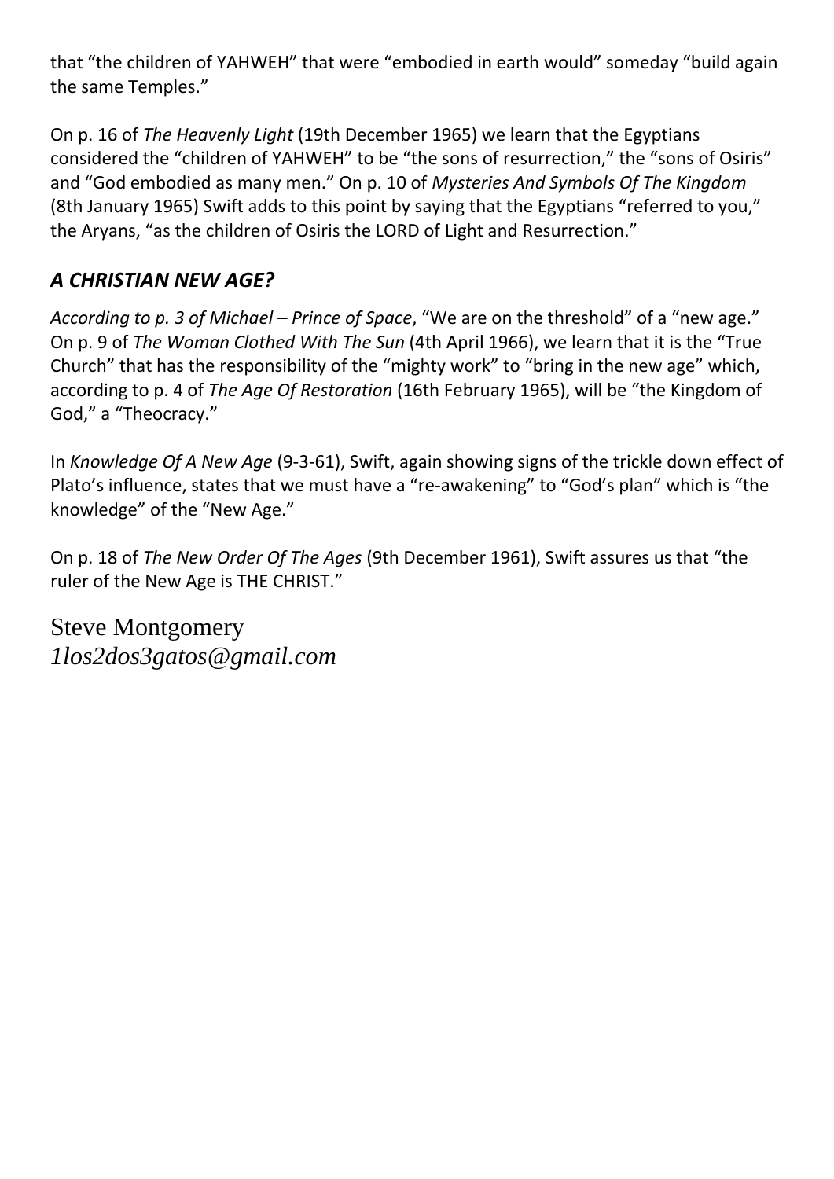that "the children of YAHWEH" that were "embodied in earth would" someday "build again the same Temples."

On p. 16 of *The Heavenly Light* (19th December 1965) we learn that the Egyptians considered the "children of YAHWEH" to be "the sons of resurrection," the "sons of Osiris" and "God embodied as many men." On p. 10 of *Mysteries And Symbols Of The Kingdom* (8th January 1965) Swift adds to this point by saying that the Egyptians "referred to you," the Aryans, "as the children of Osiris the LORD of Light and Resurrection."

### *A CHRISTIAN NEW AGE?*

*According to p. 3 of Michael – Prince of Space*, "We are on the threshold" of a "new age." On p. 9 of *The Woman Clothed With The Sun* (4th April 1966), we learn that it is the "True Church" that has the responsibility of the "mighty work" to "bring in the new age" which, according to p. 4 of *The Age Of Restoration* (16th February 1965), will be "the Kingdom of God," a "Theocracy."

In *Knowledge Of A New Age* (9-3-61), Swift, again showing signs of the trickle down effect of Plato's influence, states that we must have a "re-awakening" to "God's plan" which is "the knowledge" of the "New Age."

On p. 18 of *The New Order Of The Ages* (9th December 1961), Swift assures us that "the ruler of the New Age is THE CHRIST."

Steve Montgomery
*1los2dos3gatos@gmail.com*